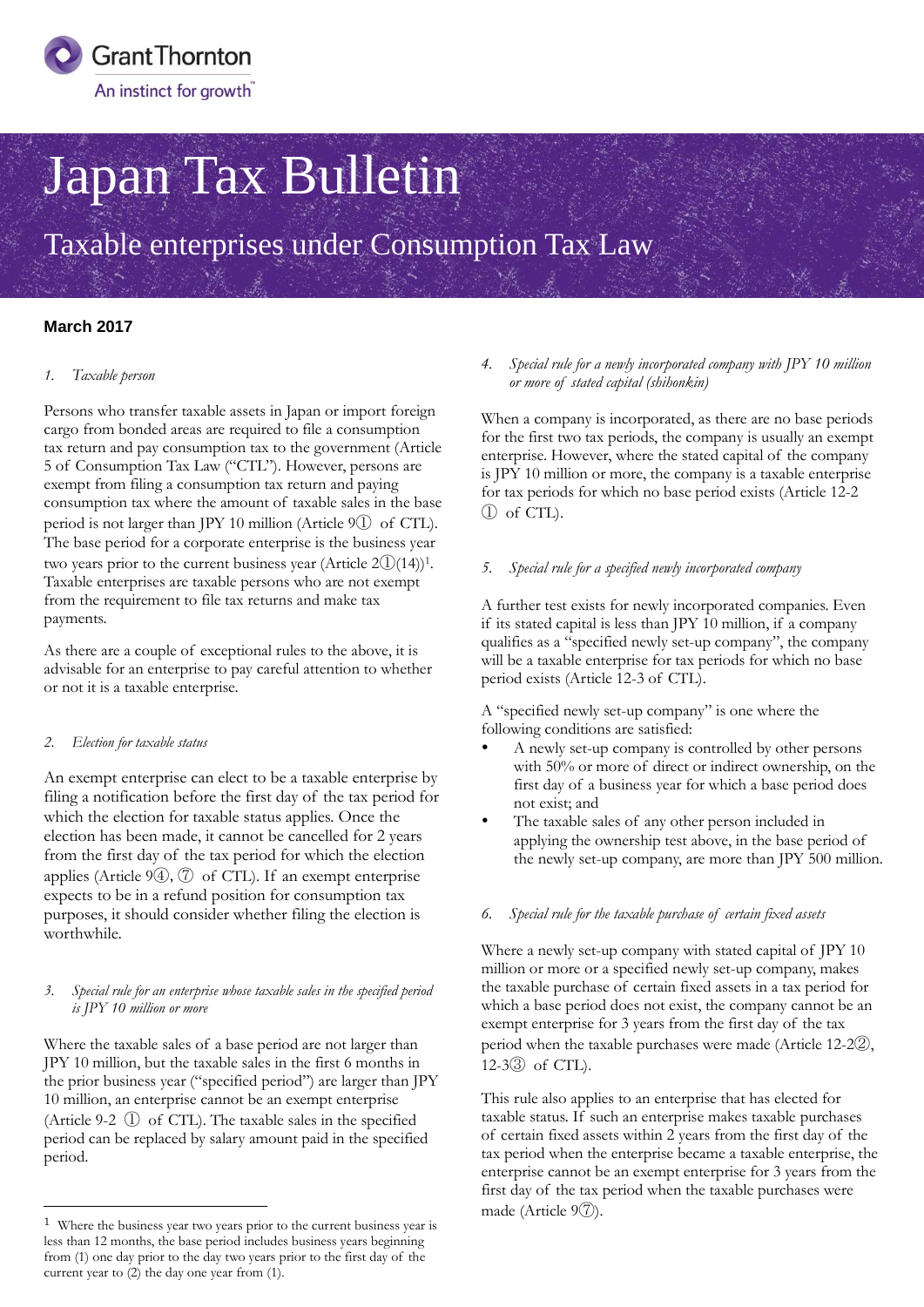Grant Thornton
An instinct for growth™

# Japan Tax Bulletin

## Taxable enterprises under Consumption Tax Law

**March 2017**

### *1. Taxable person*

Persons who transfer taxable assets in Japan or import foreign cargo from bonded areas are required to file a consumption tax return and pay consumption tax to the government (Article 5 of Consumption Tax Law ("CTL"). However, persons are exempt from filing a consumption tax return and paying consumption tax where the amount of taxable sales in the base period is not larger than JPY 10 million (Article 9① of CTL). The base period for a corporate enterprise is the business year two years prior to the current business year (Article 2①(14))[1]. Taxable enterprises are taxable persons who are not exempt from the requirement to file tax returns and make tax payments.

As there are a couple of exceptional rules to the above, it is advisable for an enterprise to pay careful attention to whether or not it is a taxable enterprise.

### *2. Election for taxable status*

An exempt enterprise can elect to be a taxable enterprise by filing a notification before the first day of the tax period for which the election for taxable status applies. Once the election has been made, it cannot be cancelled for 2 years from the first day of the tax period for which the election applies (Article 9④, ⑦ of CTL). If an exempt enterprise expects to be in a refund position for consumption tax purposes, it should consider whether filing the election is worthwhile.

### *3. Special rule for an enterprise whose taxable sales in the specified period is JPY 10 million or more*

Where the taxable sales of a base period are not larger than JPY 10 million, but the taxable sales in the first 6 months in the prior business year ("specified period") are larger than JPY 10 million, an enterprise cannot be an exempt enterprise (Article 9-2 ① of CTL). The taxable sales in the specified period can be replaced by salary amount paid in the specified period.

### *4. Special rule for a newly incorporated company with JPY 10 million or more of stated capital (shihonkin)*

When a company is incorporated, as there are no base periods for the first two tax periods, the company is usually an exempt enterprise. However, where the stated capital of the company is JPY 10 million or more, the company is a taxable enterprise for tax periods for which no base period exists (Article 12-2 ① of CTL).

### *5. Special rule for a specified newly incorporated company*

A further test exists for newly incorporated companies. Even if its stated capital is less than JPY 10 million, if a company qualifies as a "specified newly set-up company", the company will be a taxable enterprise for tax periods for which no base period exists (Article 12-3 of CTL).

A "specified newly set-up company" is one where the following conditions are satisfied:

- A newly set-up company is controlled by other persons with 50% or more of direct or indirect ownership, on the first day of a business year for which a base period does not exist; and
- The taxable sales of any other person included in applying the ownership test above, in the base period of the newly set-up company, are more than JPY 500 million.

### *6. Special rule for the taxable purchase of certain fixed assets*

Where a newly set-up company with stated capital of JPY 10 million or more or a specified newly set-up company, makes the taxable purchase of certain fixed assets in a tax period for which a base period does not exist, the company cannot be an exempt enterprise for 3 years from the first day of the tax period when the taxable purchases were made (Article 12-2②, 12-3③ of CTL).

This rule also applies to an enterprise that has elected for taxable status. If such an enterprise makes taxable purchases of certain fixed assets within 2 years from the first day of the tax period when the enterprise became a taxable enterprise, the enterprise cannot be an exempt enterprise for 3 years from the first day of the tax period when the taxable purchases were made (Article 9⑦).

---

[1] Where the business year two years prior to the current business year is less than 12 months, the base period includes business years beginning from (1) one day prior to the day two years prior to the first day of the current year to (2) the day one year from (1).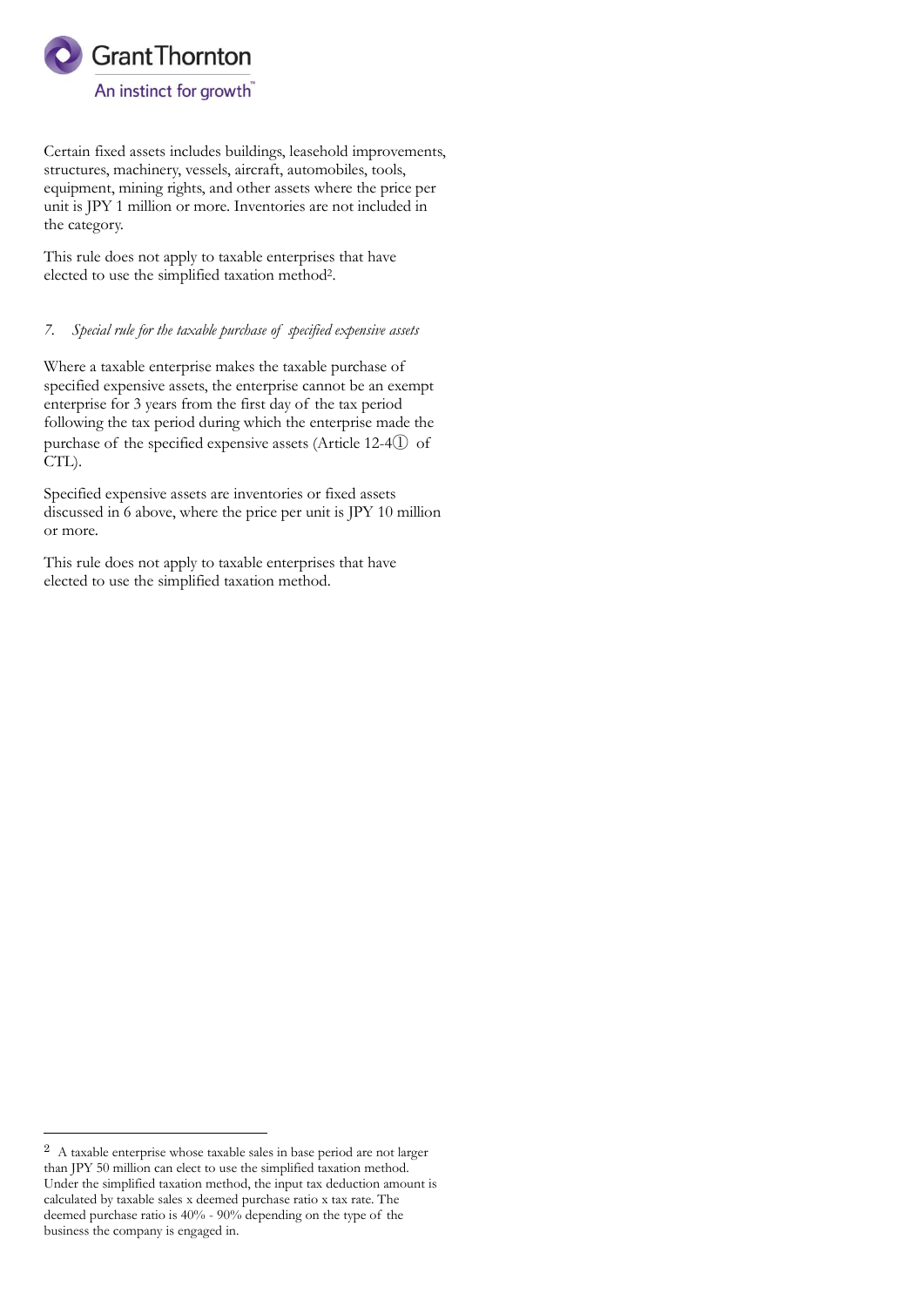Certain fixed assets includes buildings, leasehold improvements, structures, machinery, vessels, aircraft, automobiles, tools, equipment, mining rights, and other assets where the price per unit is JPY 1 million or more. Inventories are not included in the category.

This rule does not apply to taxable enterprises that have elected to use the simplified taxation method[2].

### *7. Special rule for the taxable purchase of specified expensive assets*

Where a taxable enterprise makes the taxable purchase of specified expensive assets, the enterprise cannot be an exempt enterprise for 3 years from the first day of the tax period following the tax period during which the enterprise made the purchase of the specified expensive assets (Article 12-4① of CTL).

Specified expensive assets are inventories or fixed assets discussed in 6 above, where the price per unit is JPY 10 million or more.

This rule does not apply to taxable enterprises that have elected to use the simplified taxation method.

---

[2] A taxable enterprise whose taxable sales in base period are not larger than JPY 50 million can elect to use the simplified taxation method. Under the simplified taxation method, the input tax deduction amount is calculated by taxable sales x deemed purchase ratio x tax rate. The deemed purchase ratio is 40% - 90% depending on the type of the business the company is engaged in.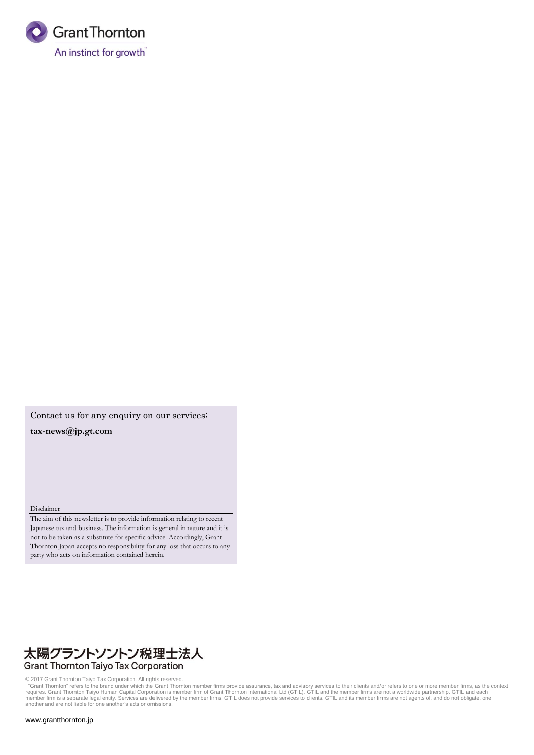Grant Thornton

An instinct for growth™

Contact us for any enquiry on our services;

**tax-news@jp.gt.com**

Disclaimer

The aim of this newsletter is to provide information relating to recent Japanese tax and business. The information is general in nature and it is not to be taken as a substitute for specific advice. Accordingly, Grant Thornton Japan accepts no responsibility for any loss that occurs to any party who acts on information contained herein.

太陽グラントソントン税理士法人
Grant Thornton Taiyo Tax Corporation

© 2017 Grant Thornton Taiyo Tax Corporation. All rights reserved.
"Grant Thornton" refers to the brand under which the Grant Thornton member firms provide assurance, tax and advisory services to their clients and/or refers to one or more member firms, as the context requires. Grant Thornton Taiyo Human Capital Corporation is member firm of Grant Thornton International Ltd (GTIL). GTIL and the member firms are not a worldwide partnership. GTIL and each member firm is a separate legal entity. Services are delivered by the member firms. GTIL does not provide services to clients. GTIL and its member firms are not agents of, and do not obligate, one another and are not liable for one another's acts or omissions.

www.grantthornton.jp